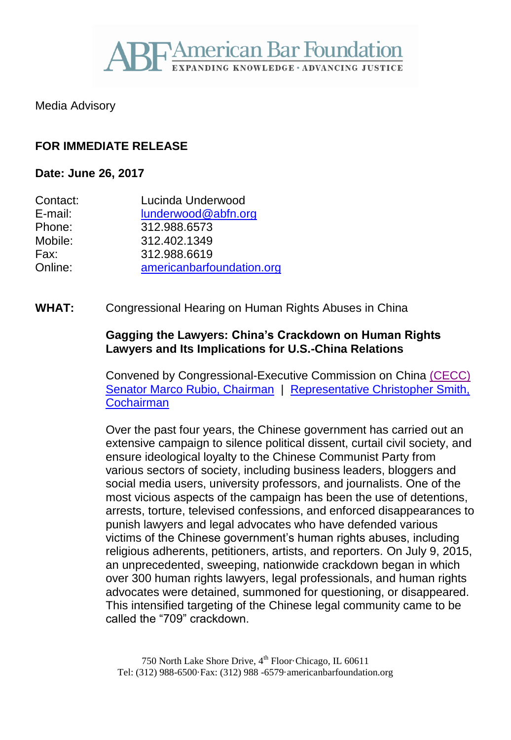American Bar Foundation
EXPANDING KNOWLEDGE · ADVANCING JUSTICE

Media Advisory

**FOR IMMEDIATE RELEASE**

**Date: June 26, 2017**

| | |
|---|---|
| Contact: | Lucinda Underwood |
| E-mail: | lunderwood@abfn.org |
| Phone: | 312.988.6573 |
| Mobile: | 312.402.1349 |
| Fax: | 312.988.6619 |
| Online: | americanbarfoundation.org |

**WHAT:** Congressional Hearing on Human Rights Abuses in China

**Gagging the Lawyers: China's Crackdown on Human Rights Lawyers and Its Implications for U.S.-China Relations**

Convened by Congressional-Executive Commission on China (CECC)
Senator Marco Rubio, Chairman | Representative Christopher Smith, Cochairman

Over the past four years, the Chinese government has carried out an extensive campaign to silence political dissent, curtail civil society, and ensure ideological loyalty to the Chinese Communist Party from various sectors of society, including business leaders, bloggers and social media users, university professors, and journalists. One of the most vicious aspects of the campaign has been the use of detentions, arrests, torture, televised confessions, and enforced disappearances to punish lawyers and legal advocates who have defended various victims of the Chinese government's human rights abuses, including religious adherents, petitioners, artists, and reporters. On July 9, 2015, an unprecedented, sweeping, nationwide crackdown began in which over 300 human rights lawyers, legal professionals, and human rights advocates were detained, summoned for questioning, or disappeared. This intensified targeting of the Chinese legal community came to be called the "709" crackdown.

750 North Lake Shore Drive, 4th Floor·Chicago, IL 60611
Tel: (312) 988-6500·Fax: (312) 988 -6579·americanbarfoundation.org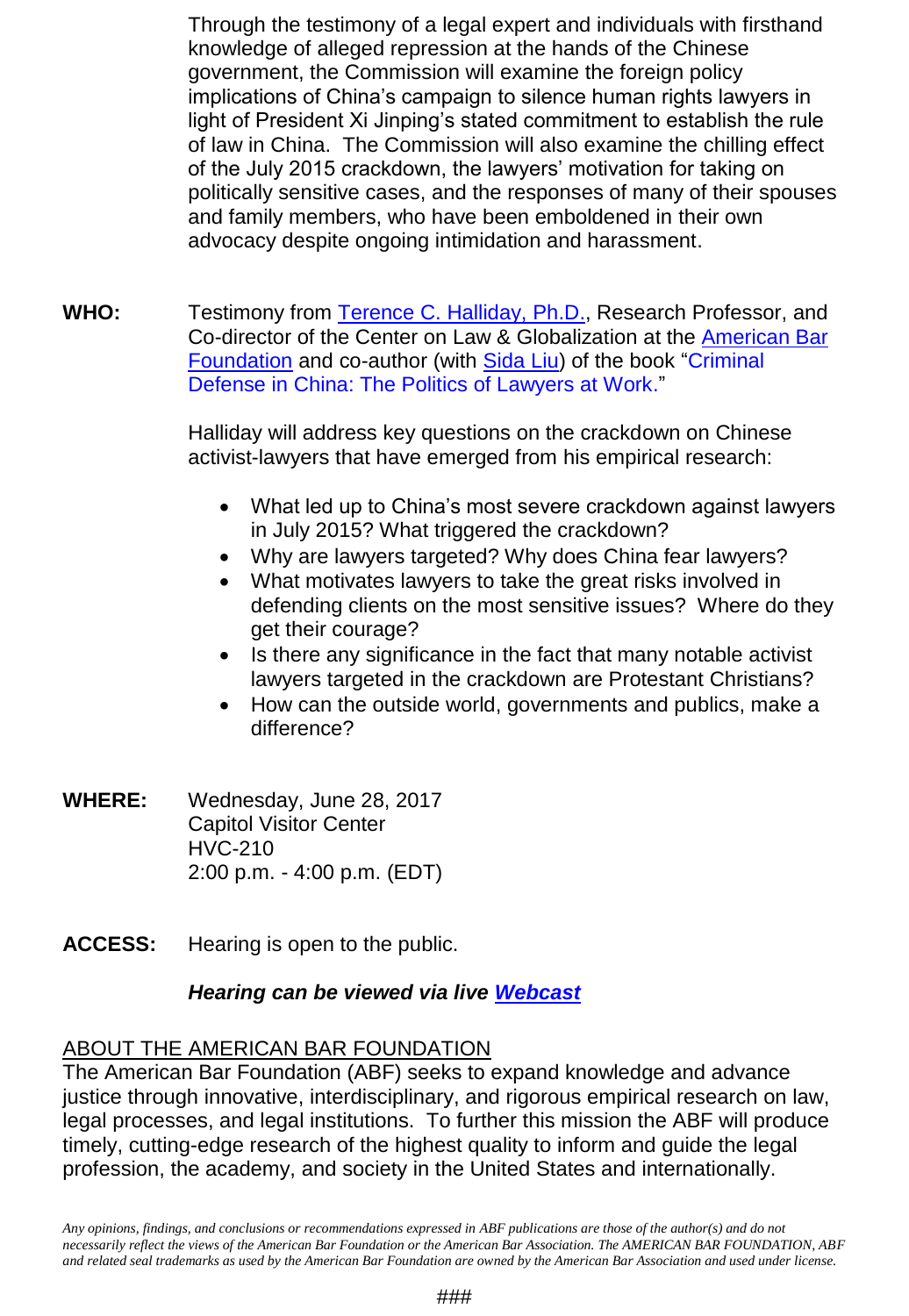Through the testimony of a legal expert and individuals with firsthand knowledge of alleged repression at the hands of the Chinese government, the Commission will examine the foreign policy implications of China's campaign to silence human rights lawyers in light of President Xi Jinping's stated commitment to establish the rule of law in China. The Commission will also examine the chilling effect of the July 2015 crackdown, the lawyers' motivation for taking on politically sensitive cases, and the responses of many of their spouses and family members, who have been emboldened in their own advocacy despite ongoing intimidation and harassment.

**WHO:** Testimony from Terence C. Halliday, Ph.D., Research Professor, and Co-director of the Center on Law & Globalization at the American Bar Foundation and co-author (with Sida Liu) of the book "Criminal Defense in China: The Politics of Lawyers at Work."

Halliday will address key questions on the crackdown on Chinese activist-lawyers that have emerged from his empirical research:

- What led up to China's most severe crackdown against lawyers in July 2015? What triggered the crackdown?
- Why are lawyers targeted? Why does China fear lawyers?
- What motivates lawyers to take the great risks involved in defending clients on the most sensitive issues? Where do they get their courage?
- Is there any significance in the fact that many notable activist lawyers targeted in the crackdown are Protestant Christians?
- How can the outside world, governments and publics, make a difference?

**WHERE:** Wednesday, June 28, 2017
Capitol Visitor Center
HVC-210
2:00 p.m. - 4:00 p.m. (EDT)

**ACCESS:** Hearing is open to the public.

***Hearing can be viewed via live Webcast***

ABOUT THE AMERICAN BAR FOUNDATION

The American Bar Foundation (ABF) seeks to expand knowledge and advance justice through innovative, interdisciplinary, and rigorous empirical research on law, legal processes, and legal institutions. To further this mission the ABF will produce timely, cutting-edge research of the highest quality to inform and guide the legal profession, the academy, and society in the United States and internationally.

*Any opinions, findings, and conclusions or recommendations expressed in ABF publications are those of the author(s) and do not necessarily reflect the views of the American Bar Foundation or the American Bar Association. The AMERICAN BAR FOUNDATION, ABF and related seal trademarks as used by the American Bar Foundation are owned by the American Bar Association and used under license.*

###